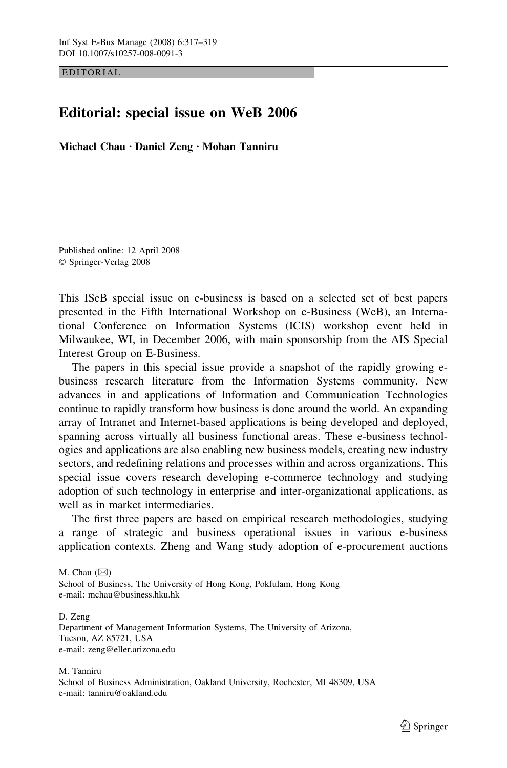EDITORIAL

# Editorial: special issue on WeB 2006

**Michael Chau · Daniel Zeng · Mohan Tanniru**

Published online: 12 April 2008
© Springer-Verlag 2008

This ISeB special issue on e-business is based on a selected set of best papers presented in the Fifth International Workshop on e-Business (WeB), an International Conference on Information Systems (ICIS) workshop event held in Milwaukee, WI, in December 2006, with main sponsorship from the AIS Special Interest Group on E-Business.

The papers in this special issue provide a snapshot of the rapidly growing e-business research literature from the Information Systems community. New advances in and applications of Information and Communication Technologies continue to rapidly transform how business is done around the world. An expanding array of Intranet and Internet-based applications is being developed and deployed, spanning across virtually all business functional areas. These e-business technologies and applications are also enabling new business models, creating new industry sectors, and redefining relations and processes within and across organizations. This special issue covers research developing e-commerce technology and studying adoption of such technology in enterprise and inter-organizational applications, as well as in market intermediaries.

The first three papers are based on empirical research methodologies, studying a range of strategic and business operational issues in various e-business application contexts. Zheng and Wang study adoption of e-procurement auctions

---

M. Chau (✉)
School of Business, The University of Hong Kong, Pokfulam, Hong Kong
e-mail: mchau@business.hku.hk

D. Zeng
Department of Management Information Systems, The University of Arizona, Tucson, AZ 85721, USA
e-mail: zeng@eller.arizona.edu

M. Tanniru
School of Business Administration, Oakland University, Rochester, MI 48309, USA
e-mail: tanniru@oakland.edu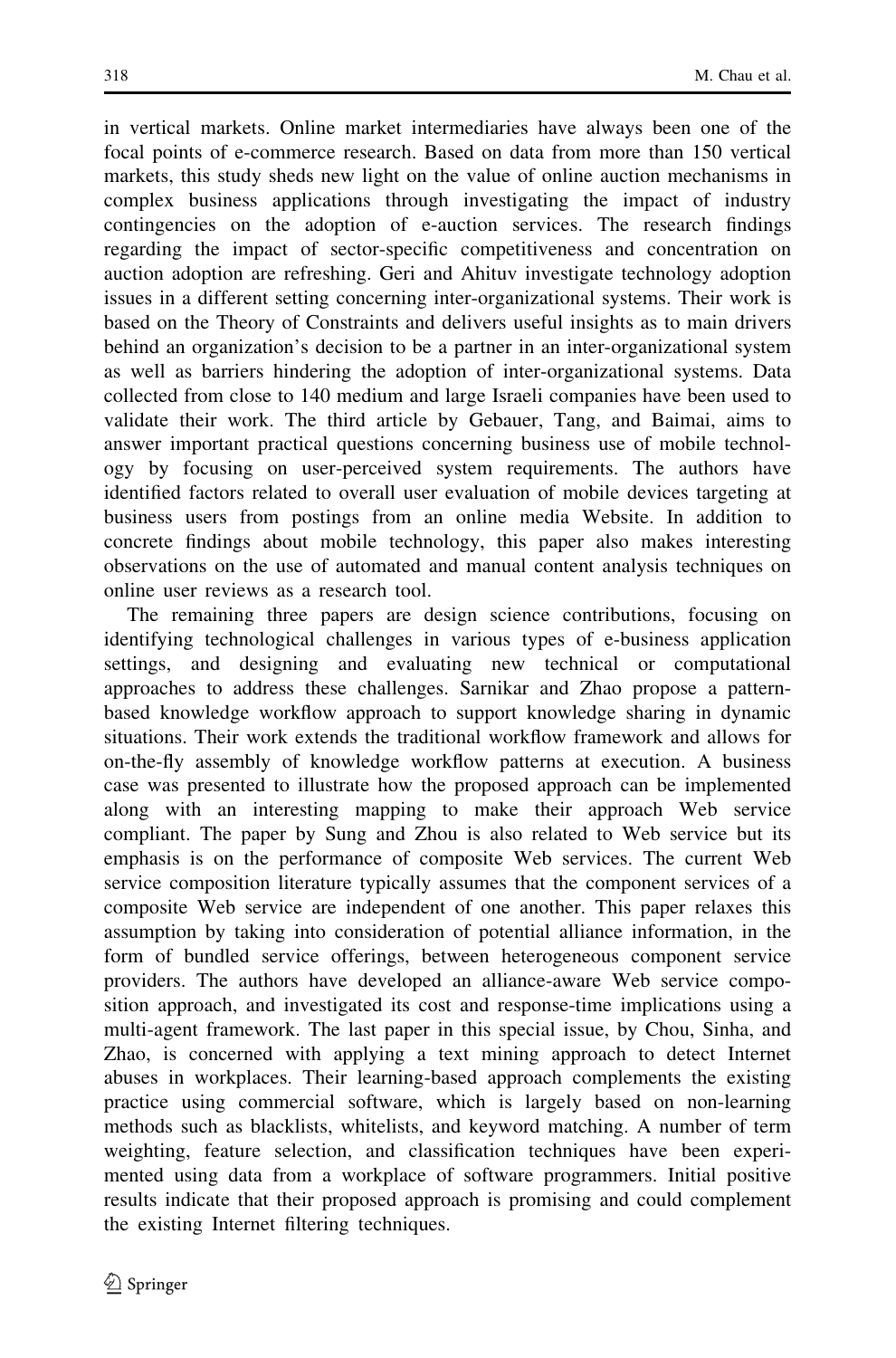in vertical markets. Online market intermediaries have always been one of the focal points of e-commerce research. Based on data from more than 150 vertical markets, this study sheds new light on the value of online auction mechanisms in complex business applications through investigating the impact of industry contingencies on the adoption of e-auction services. The research findings regarding the impact of sector-specific competitiveness and concentration on auction adoption are refreshing. Geri and Ahituv investigate technology adoption issues in a different setting concerning inter-organizational systems. Their work is based on the Theory of Constraints and delivers useful insights as to main drivers behind an organization's decision to be a partner in an inter-organizational system as well as barriers hindering the adoption of inter-organizational systems. Data collected from close to 140 medium and large Israeli companies have been used to validate their work. The third article by Gebauer, Tang, and Baimai, aims to answer important practical questions concerning business use of mobile technology by focusing on user-perceived system requirements. The authors have identified factors related to overall user evaluation of mobile devices targeting at business users from postings from an online media Website. In addition to concrete findings about mobile technology, this paper also makes interesting observations on the use of automated and manual content analysis techniques on online user reviews as a research tool.

The remaining three papers are design science contributions, focusing on identifying technological challenges in various types of e-business application settings, and designing and evaluating new technical or computational approaches to address these challenges. Sarnikar and Zhao propose a pattern-based knowledge workflow approach to support knowledge sharing in dynamic situations. Their work extends the traditional workflow framework and allows for on-the-fly assembly of knowledge workflow patterns at execution. A business case was presented to illustrate how the proposed approach can be implemented along with an interesting mapping to make their approach Web service compliant. The paper by Sung and Zhou is also related to Web service but its emphasis is on the performance of composite Web services. The current Web service composition literature typically assumes that the component services of a composite Web service are independent of one another. This paper relaxes this assumption by taking into consideration of potential alliance information, in the form of bundled service offerings, between heterogeneous component service providers. The authors have developed an alliance-aware Web service composition approach, and investigated its cost and response-time implications using a multi-agent framework. The last paper in this special issue, by Chou, Sinha, and Zhao, is concerned with applying a text mining approach to detect Internet abuses in workplaces. Their learning-based approach complements the existing practice using commercial software, which is largely based on non-learning methods such as blacklists, whitelists, and keyword matching. A number of term weighting, feature selection, and classification techniques have been experimented using data from a workplace of software programmers. Initial positive results indicate that their proposed approach is promising and could complement the existing Internet filtering techniques.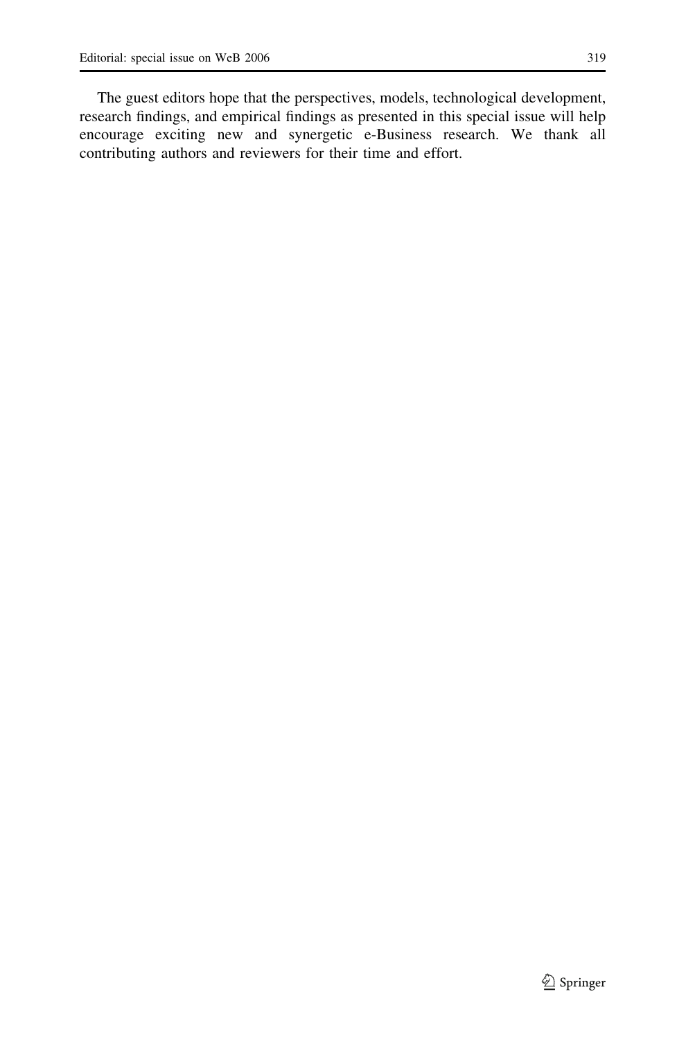The guest editors hope that the perspectives, models, technological development, research findings, and empirical findings as presented in this special issue will help encourage exciting new and synergetic e-Business research. We thank all contributing authors and reviewers for their time and effort.